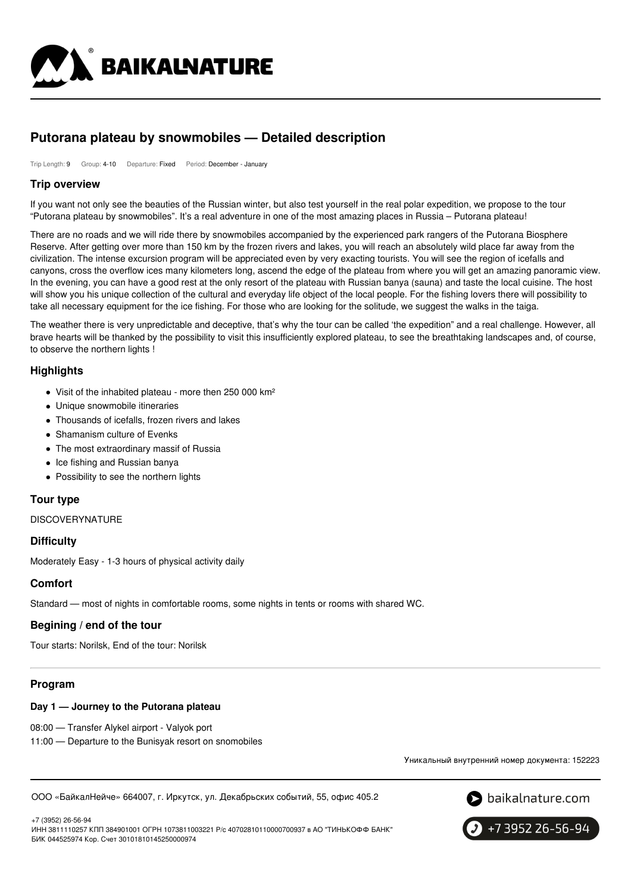# Putorana plateau by snowmobiles — Detailed description

Trip Length: 9 Group: 4-10 Departure: Fixed Period: December - January

## Trip overview

If you want not only see the beauties of the Russian winter, but also test yourself in the real polar expedition, we propose to the tour "Putorana plateau by snowmobiles". It's a real adventure in one of the most amazing places in Russia – Putorana plateau!

There are no roads and we will ride there by snowmobiles accompanied by the experienced park rangers of the Putorana Biosphere Reserve. After getting over more than 150 km by the frozen rivers and lakes, you will reach an absolutely wild place far away from the civilization. The intense excursion program will be appreciated even by very exacting tourists. You will see the region of icefalls and canyons, cross the overflow ices many kilometers long, ascend the edge of the plateau from where you will get an amazing panoramic view. In the evening, you can have a good rest at the only resort of the plateau with Russian banya (sauna) and taste the local cuisine. The host will show you his unique collection of the cultural and everyday life object of the local people. For the fishing lovers there will possibility to take all necessary equipment for the ice fishing. For those who are looking for the solitude, we suggest the walks in the taiga.

The weather there is very unpredictable and deceptive, that's why the tour can be called 'the expedition" and a real challenge. However, all brave hearts will be thanked by the possibility to visit this insufficiently explored plateau, to see the breathtaking landscapes and, of course, to observe the northern lights !

## Highlights

- Visit of the inhabited plateau - more then 250 000 km²
- Unique snowmobile itineraries
- Thousands of icefalls, frozen rivers and lakes
- Shamanism culture of Evenks
- The most extraordinary massif of Russia
- Ice fishing and Russian banya
- Possibility to see the northern lights

## Tour type

DISCOVERYNATURE

## Difficulty

Moderately Easy - 1-3 hours of physical activity daily

## Comfort

Standard — most of nights in comfortable rooms, some nights in tents or rooms with shared WC.

## Begining / end of the tour

Tour starts: Norilsk, End of the tour: Norilsk

## Program

### Day 1 — Journey to the Putorana plateau

08:00 — Transfer Alykel airport - Valyok port

11:00 — Departure to the Bunisyak resort on snomobiles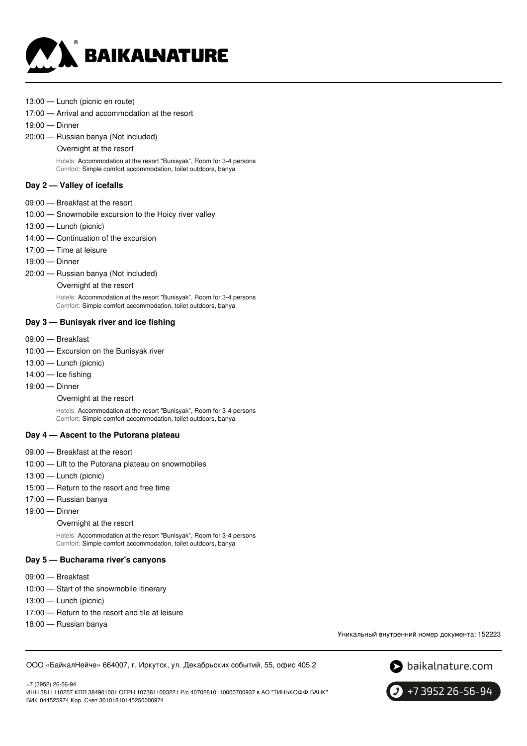13:00 — Lunch (picnic en route)

17:00 — Arrival and accommodation at the resort

19:00 — Dinner

20:00 — Russian banya (Not included)

Overnight at the resort

Hotels: Accommodation at the resort "Bunisyak", Room for 3-4 persons
Comfort: Simple comfort accommodation, toilet outdoors, banya

### Day 2 — Valley of icefalls

09:00 — Breakfast at the resort

10:00 — Snowmobile excursion to the Hoicy river valley

13:00 — Lunch (picnic)

14:00 — Continuation of the excursion

17:00 — Time at leisure

19:00 — Dinner

20:00 — Russian banya (Not included)

Overnight at the resort

Hotels: Accommodation at the resort "Bunisyak", Room for 3-4 persons
Comfort: Simple comfort accommodation, toilet outdoors, banya

### Day 3 — Bunisyak river and ice fishing

09:00 — Breakfast

10:00 — Excursion on the Bunisyak river

13:00 — Lunch (picnic)

14:00 — Ice fishing

19:00 — Dinner

Overnight at the resort

Hotels: Accommodation at the resort "Bunisyak", Room for 3-4 persons
Comfort: Simple comfort accommodation, toilet outdoors, banya

### Day 4 — Ascent to the Putorana plateau

09:00 — Breakfast at the resort

10:00 — Lift to the Putorana plateau on snowmobiles

13:00 — Lunch (picnic)

15:00 — Return to the resort and free time

17:00 — Russian banya

19:00 — Dinner

Overnight at the resort

Hotels: Accommodation at the resort "Bunisyak", Room for 3-4 persons
Comfort: Simple comfort accommodation, toilet outdoors, banya

### Day 5 — Bucharama river's canyons

09:00 — Breakfast

10:00 — Start of the snowmobile itinerary

13:00 — Lunch (picnic)

17:00 — Return to the resort and tile at leisure

18:00 — Russian banya

Уникальный внутренний номер документа: 152223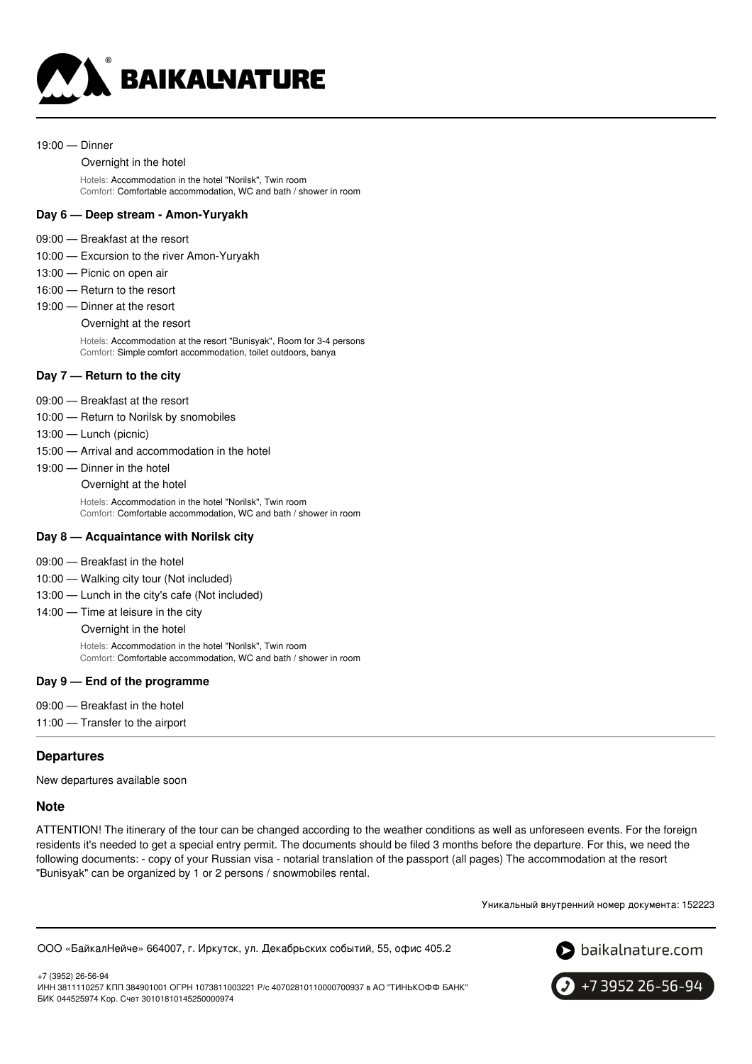19:00 — Dinner

Overnight in the hotel

Hotels: Accommodation in the hotel "Norilsk", Twin room
Comfort: Comfortable accommodation, WC and bath / shower in room

### Day 6 — Deep stream - Amon-Yuryakh

09:00 — Breakfast at the resort
10:00 — Excursion to the river Amon-Yuryakh
13:00 — Picnic on open air
16:00 — Return to the resort
19:00 — Dinner at the resort

Overnight at the resort

Hotels: Accommodation at the resort "Bunisyak", Room for 3-4 persons
Comfort: Simple comfort accommodation, toilet outdoors, banya

### Day 7 — Return to the city

09:00 — Breakfast at the resort
10:00 — Return to Norilsk by snomobiles
13:00 — Lunch (picnic)
15:00 — Arrival and accommodation in the hotel
19:00 — Dinner in the hotel

Overnight at the hotel

Hotels: Accommodation in the hotel "Norilsk", Twin room
Comfort: Comfortable accommodation, WC and bath / shower in room

### Day 8 — Acquaintance with Norilsk city

09:00 — Breakfast in the hotel
10:00 — Walking city tour (Not included)
13:00 — Lunch in the city's cafe (Not included)
14:00 — Time at leisure in the city

Overnight in the hotel

Hotels: Accommodation in the hotel "Norilsk", Twin room
Comfort: Comfortable accommodation, WC and bath / shower in room

### Day 9 — End of the programme

09:00 — Breakfast in the hotel
11:00 — Transfer to the airport

## Departures

New departures available soon

## Note

ATTENTION! The itinerary of the tour can be changed according to the weather conditions as well as unforeseen events. For the foreign residents it's needed to get a special entry permit. The documents should be filed 3 months before the departure. For this, we need the following documents: - copy of your Russian visa - notarial translation of the passport (all pages) The accommodation at the resort "Bunisyak" can be organized by 1 or 2 persons / snowmobiles rental.

Уникальный внутренний номер документа: 152223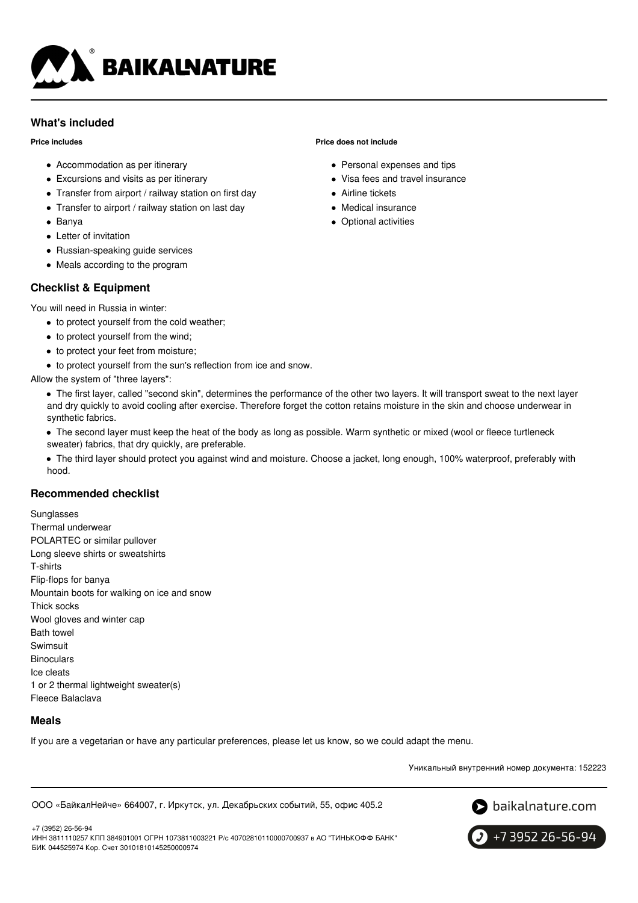## What's included

**Price includes**

- Accommodation as per itinerary
- Excursions and visits as per itinerary
- Transfer from airport / railway station on first day
- Transfer to airport / railway station on last day
- Banya
- Letter of invitation
- Russian-speaking guide services
- Meals according to the program

**Price does not include**

- Personal expenses and tips
- Visa fees and travel insurance
- Airline tickets
- Medical insurance
- Optional activities

## Checklist & Equipment

You will need in Russia in winter:

- to protect yourself from the cold weather;
- to protect yourself from the wind;
- to protect your feet from moisture;
- to protect yourself from the sun's reflection from ice and snow.

Allow the system of "three layers":

- The first layer, called "second skin", determines the performance of the other two layers. It will transport sweat to the next layer and dry quickly to avoid cooling after exercise. Therefore forget the cotton retains moisture in the skin and choose underwear in synthetic fabrics.
- The second layer must keep the heat of the body as long as possible. Warm synthetic or mixed (wool or fleece turtleneck sweater) fabrics, that dry quickly, are preferable.
- The third layer should protect you against wind and moisture. Choose a jacket, long enough, 100% waterproof, preferably with hood.

## Recommended checklist

Sunglasses
Thermal underwear
POLARTEC or similar pullover
Long sleeve shirts or sweatshirts
T-shirts
Flip-flops for banya
Mountain boots for walking on ice and snow
Thick socks
Wool gloves and winter cap
Bath towel
Swimsuit
Binoculars
Ice cleats
1 or 2 thermal lightweight sweater(s)
Fleece Balaclava

## Meals

If you are a vegetarian or have any particular preferences, please let us know, so we could adapt the menu.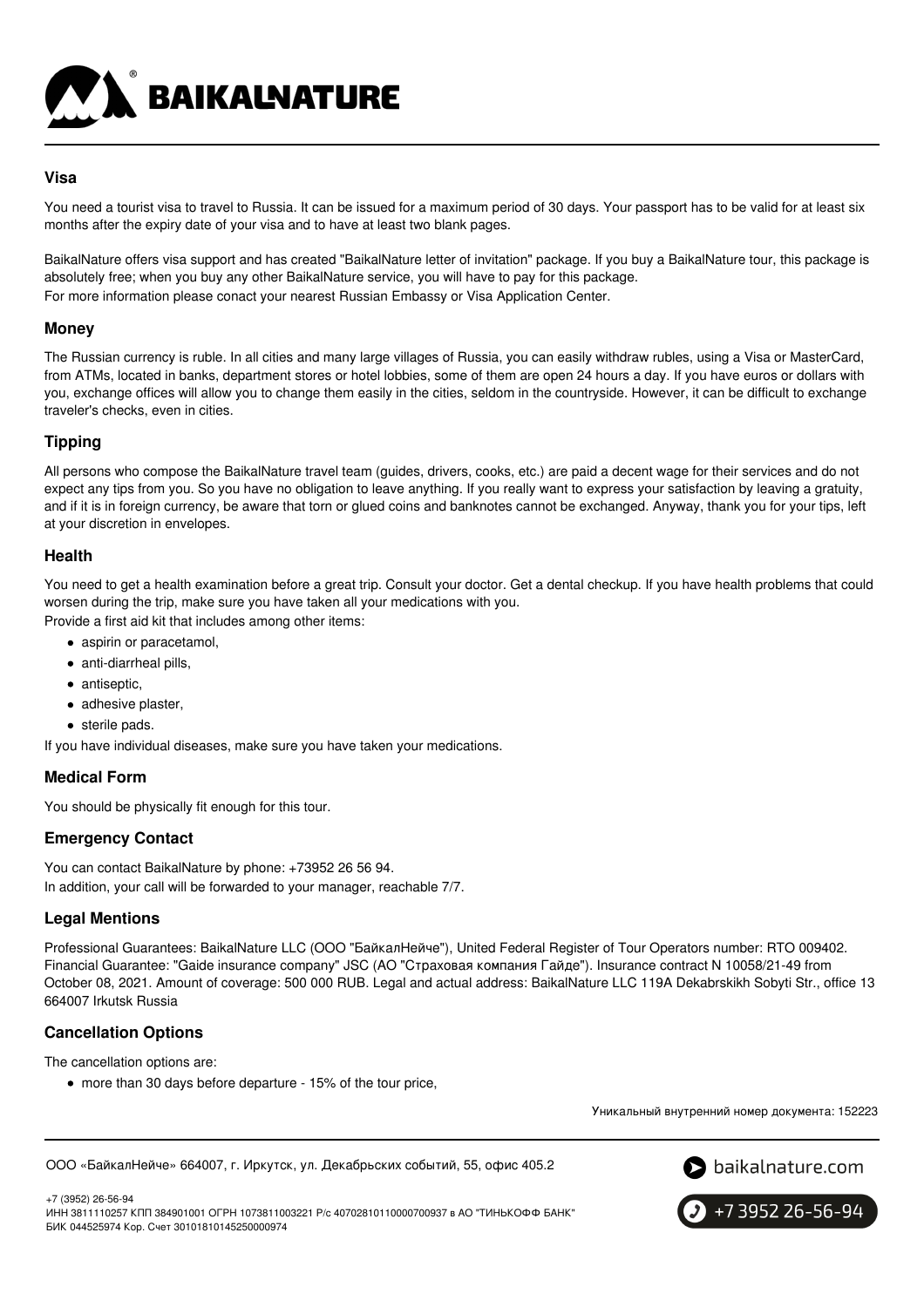## Visa

You need a tourist visa to travel to Russia. It can be issued for a maximum period of 30 days. Your passport has to be valid for at least six months after the expiry date of your visa and to have at least two blank pages.

BaikalNature offers visa support and has created "BaikalNature letter of invitation" package. If you buy a BaikalNature tour, this package is absolutely free; when you buy any other BaikalNature service, you will have to pay for this package.
For more information please conact your nearest Russian Embassy or Visa Application Center.

## Money

The Russian currency is ruble. In all cities and many large villages of Russia, you can easily withdraw rubles, using a Visa or MasterCard, from ATMs, located in banks, department stores or hotel lobbies, some of them are open 24 hours a day. If you have euros or dollars with you, exchange offices will allow you to change them easily in the cities, seldom in the countryside. However, it can be difficult to exchange traveler's checks, even in cities.

## Tipping

All persons who compose the BaikalNature travel team (guides, drivers, cooks, etc.) are paid a decent wage for their services and do not expect any tips from you. So you have no obligation to leave anything. If you really want to express your satisfaction by leaving a gratuity, and if it is in foreign currency, be aware that torn or glued coins and banknotes cannot be exchanged. Anyway, thank you for your tips, left at your discretion in envelopes.

## Health

You need to get a health examination before a great trip. Consult your doctor. Get a dental checkup. If you have health problems that could worsen during the trip, make sure you have taken all your medications with you.
Provide a first aid kit that includes among other items:

- aspirin or paracetamol,
- anti-diarrheal pills,
- antiseptic,
- adhesive plaster,
- sterile pads.

If you have individual diseases, make sure you have taken your medications.

## Medical Form

You should be physically fit enough for this tour.

## Emergency Contact

You can contact BaikalNature by phone: +73952 26 56 94.
In addition, your call will be forwarded to your manager, reachable 7/7.

## Legal Mentions

Professional Guarantees: BaikalNature LLC (ООО "БайкалНейче"), United Federal Register of Tour Operators number: RTO 009402. Financial Guarantee: "Gaide insurance company" JSC (АО "Страховая компания Гайде"). Insurance contract N 10058/21-49 from October 08, 2021. Amount of coverage: 500 000 RUB. Legal and actual address: BaikalNature LLC 119A Dekabrskikh Sobyti Str., office 13 664007 Irkutsk Russia

## Cancellation Options

The cancellation options are:

- more than 30 days before departure - 15% of the tour price,

Уникальный внутренний номер документа: 152223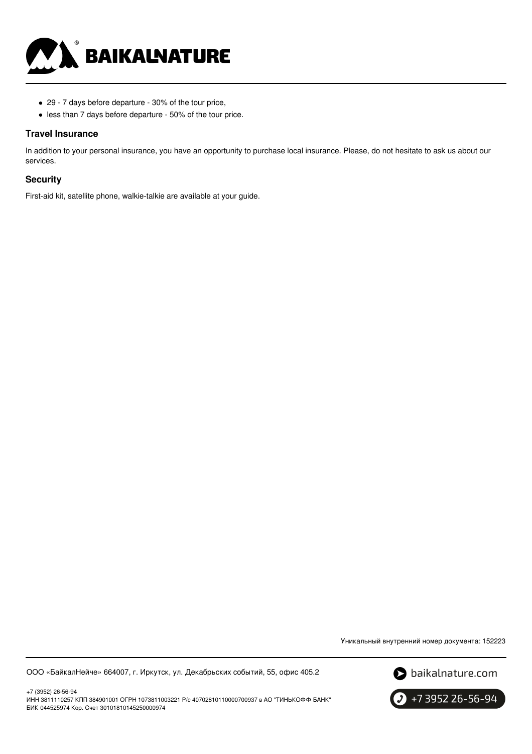- 29 - 7 days before departure - 30% of the tour price,
- less than 7 days before departure - 50% of the tour price.

### Travel Insurance

In addition to your personal insurance, you have an opportunity to purchase local insurance. Please, do not hesitate to ask us about our services.

### Security

First-aid kit, satellite phone, walkie-talkie are available at your guide.

Уникальный внутренний номер документа: 152223